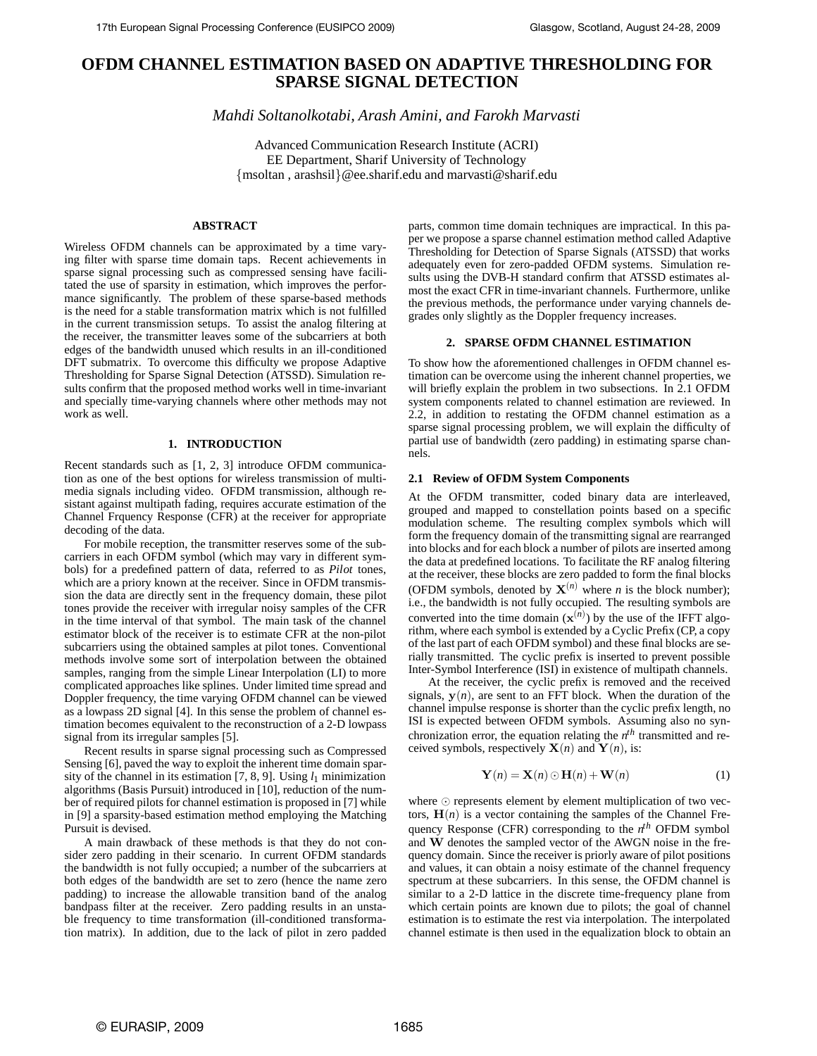# OFDM CHANNEL ESTIMATION BASED ON ADAPTIVE THRESHOLDING FOR SPARSE SIGNAL DETECTION

*Mahdi Soltanolkotabi, Arash Amini, and Farokh Marvasti*

Advanced Communication Research Institute (ACRI)
EE Department, Sharif University of Technology
{msoltan , arashsil}@ee.sharif.edu and marvasti@sharif.edu

## ABSTRACT

Wireless OFDM channels can be approximated by a time varying filter with sparse time domain taps. Recent achievements in sparse signal processing such as compressed sensing have facilitated the use of sparsity in estimation, which improves the performance significantly. The problem of these sparse-based methods is the need for a stable transformation matrix which is not fulfilled in the current transmission setups. To assist the analog filtering at the receiver, the transmitter leaves some of the subcarriers at both edges of the bandwidth unused which results in an ill-conditioned DFT submatrix. To overcome this difficulty we propose Adaptive Thresholding for Sparse Signal Detection (ATSSD). Simulation results confirm that the proposed method works well in time-invariant and specially time-varying channels where other methods may not work as well.

## 1. INTRODUCTION

Recent standards such as [1, 2, 3] introduce OFDM communication as one of the best options for wireless transmission of multimedia signals including video. OFDM transmission, although resistant against multipath fading, requires accurate estimation of the Channel Frquency Response (CFR) at the receiver for appropriate decoding of the data.

For mobile reception, the transmitter reserves some of the subcarriers in each OFDM symbol (which may vary in different symbols) for a predefined pattern of data, referred to as *Pilot* tones, which are a priory known at the receiver. Since in OFDM transmission the data are directly sent in the frequency domain, these pilot tones provide the receiver with irregular noisy samples of the CFR in the time interval of that symbol. The main task of the channel estimator block of the receiver is to estimate CFR at the non-pilot subcarriers using the obtained samples at pilot tones. Conventional methods involve some sort of interpolation between the obtained samples, ranging from the simple Linear Interpolation (LI) to more complicated approaches like splines. Under limited time spread and Doppler frequency, the time varying OFDM channel can be viewed as a lowpass 2D signal [4]. In this sense the problem of channel estimation becomes equivalent to the reconstruction of a 2-D lowpass signal from its irregular samples [5].

Recent results in sparse signal processing such as Compressed Sensing [6], paved the way to exploit the inherent time domain sparsity of the channel in its estimation [7, 8, 9]. Using $l_1$ minimization algorithms (Basis Pursuit) introduced in [10], reduction of the number of required pilots for channel estimation is proposed in [7] while in [9] a sparsity-based estimation method employing the Matching Pursuit is devised.

A main drawback of these methods is that they do not consider zero padding in their scenario. In current OFDM standards the bandwidth is not fully occupied; a number of the subcarriers at both edges of the bandwidth are set to zero (hence the name zero padding) to increase the allowable transition band of the analog bandpass filter at the receiver. Zero padding results in an unstable frequency to time transformation (ill-conditioned transformation matrix). In addition, due to the lack of pilot in zero padded parts, common time domain techniques are impractical. In this paper we propose a sparse channel estimation method called Adaptive Thresholding for Detection of Sparse Signals (ATSSD) that works adequately even for zero-padded OFDM systems. Simulation results using the DVB-H standard confirm that ATSSD estimates almost the exact CFR in time-invariant channels. Furthermore, unlike the previous methods, the performance under varying channels degrades only slightly as the Doppler frequency increases.

## 2. SPARSE OFDM CHANNEL ESTIMATION

To show how the aforementioned challenges in OFDM channel estimation can be overcome using the inherent channel properties, we will briefly explain the problem in two subsections. In 2.1 OFDM system components related to channel estimation are reviewed. In 2.2, in addition to restating the OFDM channel estimation as a sparse signal processing problem, we will explain the difficulty of partial use of bandwidth (zero padding) in estimating sparse channels.

### 2.1 Review of OFDM System Components

At the OFDM transmitter, coded binary data are interleaved, grouped and mapped to constellation points based on a specific modulation scheme. The resulting complex symbols which will form the frequency domain of the transmitting signal are rearranged into blocks and for each block a number of pilots are inserted among the data at predefined locations. To facilitate the RF analog filtering at the receiver, these blocks are zero padded to form the final blocks (OFDM symbols, denoted by $\mathbf{X}^{(n)}$ where *n* is the block number); i.e., the bandwidth is not fully occupied. The resulting symbols are converted into the time domain ($\mathbf{x}^{(n)}$) by the use of the IFFT algorithm, where each symbol is extended by a Cyclic Prefix (CP, a copy of the last part of each OFDM symbol) and these final blocks are serially transmitted. The cyclic prefix is inserted to prevent possible Inter-Symbol Interference (ISI) in existence of multipath channels.

At the receiver, the cyclic prefix is removed and the received signals, $\mathbf{y}(n)$, are sent to an FFT block. When the duration of the channel impulse response is shorter than the cyclic prefix length, no ISI is expected between OFDM symbols. Assuming also no synchronization error, the equation relating the $n^{th}$ transmitted and received symbols, respectively $\mathbf{X}(n)$ and $\mathbf{Y}(n)$, is:

$$\mathbf{Y}(n) = \mathbf{X}(n) \odot \mathbf{H}(n) + \mathbf{W}(n) \tag{1}$$

where $\odot$ represents element by element multiplication of two vectors, $\mathbf{H}(n)$ is a vector containing the samples of the Channel Frequency Response (CFR) corresponding to the $n^{th}$ OFDM symbol and $\mathbf{W}$ denotes the sampled vector of the AWGN noise in the frequency domain. Since the receiver is priorly aware of pilot positions and values, it can obtain a noisy estimate of the channel frequency spectrum at these subcarriers. In this sense, the OFDM channel is similar to a 2-D lattice in the discrete time-frequency plane from which certain points are known due to pilots; the goal of channel estimation is to estimate the rest via interpolation. The interpolated channel estimate is then used in the equalization block to obtain an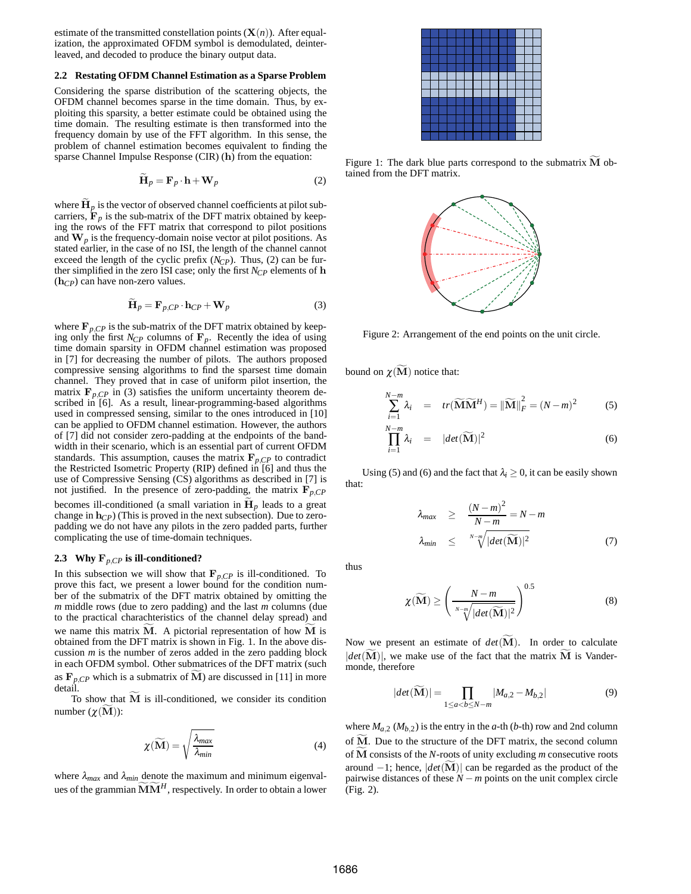estimate of the transmitted constellation points ($\mathbf{X}(n)$). After equalization, the approximated OFDM symbol is demodulated, deinterleaved, and decoded to produce the binary output data.

### 2.2 Restating OFDM Channel Estimation as a Sparse Problem

Considering the sparse distribution of the scattering objects, the OFDM channel becomes sparse in the time domain. Thus, by exploiting this sparsity, a better estimate could be obtained using the time domain. The resulting estimate is then transformed into the frequency domain by use of the FFT algorithm. In this sense, the problem of channel estimation becomes equivalent to finding the sparse Channel Impulse Response (CIR) ($\mathbf{h}$) from the equation:

$$\widetilde{\mathbf{H}}_p = \mathbf{F}_p \cdot \mathbf{h} + \mathbf{W}_p \tag{2}$$

where $\widetilde{\mathbf{H}}_p$ is the vector of observed channel coefficients at pilot subcarriers, $\mathbf{F}_p$ is the sub-matrix of the DFT matrix obtained by keeping the rows of the FFT matrix that correspond to pilot positions and $\mathbf{W}_p$ is the frequency-domain noise vector at pilot positions. As stated earlier, in the case of no ISI, the length of the channel cannot exceed the length of the cyclic prefix ($N_{CP}$). Thus, (2) can be further simplified in the zero ISI case; only the first $N_{CP}$ elements of $\mathbf{h}$ ($\mathbf{h}_{CP}$) can have non-zero values.

$$\widetilde{\mathbf{H}}_p = \mathbf{F}_{p,CP} \cdot \mathbf{h}_{CP} + \mathbf{W}_p \tag{3}$$

where $\mathbf{F}_{p,CP}$ is the sub-matrix of the DFT matrix obtained by keeping only the first $N_{CP}$ columns of $\mathbf{F}_p$. Recently the idea of using time domain sparsity in OFDM channel estimation was proposed in [7] for decreasing the number of pilots. The authors proposed compressive sensing algorithms to find the sparsest time domain channel. They proved that in case of uniform pilot insertion, the matrix $\mathbf{F}_{p,CP}$ in (3) satisfies the uniform uncertainty theorem described in [6]. As a result, linear-programming-based algorithms used in compressed sensing, similar to the ones introduced in [10] can be applied to OFDM channel estimation. However, the authors of [7] did not consider zero-padding at the endpoints of the bandwidth in their scenario, which is an essential part of current OFDM standards. This assumption, causes the matrix $\mathbf{F}_{p,CP}$ to contradict the Restricted Isometric Property (RIP) defined in [6] and thus the use of Compressive Sensing (CS) algorithms as described in [7] is not justified. In the presence of zero-padding, the matrix $\mathbf{F}_{p,CP}$ becomes ill-conditioned (a small variation in $\widetilde{\mathbf{H}}_p$ leads to a great change in $\mathbf{h}_{CP}$) (This is proved in the next subsection). Due to zero-padding we do not have any pilots in the zero padded parts, further complicating the use of time-domain techniques.

### 2.3 Why $\mathbf{F}_{p,CP}$ is ill-conditioned?

In this subsection we will show that $\mathbf{F}_{p,CP}$ is ill-conditioned. To prove this fact, we present a lower bound for the condition number of the submatrix of the DFT matrix obtained by omitting the $m$ middle rows (due to zero padding) and the last $m$ columns (due to the practical charachteristics of the channel delay spread) and we name this matrix $\widetilde{\mathbf{M}}$. A pictorial representation of how $\widetilde{\mathbf{M}}$ is obtained from the DFT matrix is shown in Fig. 1. In the above discussion $m$ is the number of zeros added in the zero padding block in each OFDM symbol. Other submatrices of the DFT matrix (such as $\mathbf{F}_{p,CP}$ which is a submatrix of $\widetilde{\mathbf{M}}$) are discussed in [11] in more detail.

To show that $\widetilde{\mathbf{M}}$ is ill-conditioned, we consider its condition number ($\chi(\widetilde{\mathbf{M}})$):

$$\chi(\widetilde{\mathbf{M}}) = \sqrt{\frac{\lambda_{max}}{\lambda_{min}}} \tag{4}$$

where $\lambda_{max}$ and $\lambda_{min}$ denote the maximum and minimum eigenvalues of the grammian $\widetilde{\mathbf{M}}\widetilde{\mathbf{M}}^H$, respectively. In order to obtain a lower bound on $\chi(\widetilde{\mathbf{M}})$ notice that:

Figure 1: The dark blue parts correspond to the submatrix $\widetilde{\mathbf{M}}$ obtained from the DFT matrix.

Figure 2: Arrangement of the end points on the unit circle.

$$\sum_{i=1}^{N-m} \lambda_i = tr(\widetilde{\mathbf{M}}\widetilde{\mathbf{M}}^H) = \|\widetilde{\mathbf{M}}\|_F^2 = (N-m)^2 \tag{5}$$

$$\prod_{i=1}^{N-m} \lambda_i = |det(\widetilde{\mathbf{M}})|^2 \tag{6}$$

Using (5) and (6) and the fact that $\lambda_i \geq 0$, it can be easily shown that:

$$\lambda_{max} \geq \frac{(N-m)^2}{N-m} = N-m$$
$$\lambda_{min} \leq \sqrt[N-m]{|det(\widetilde{\mathbf{M}})|^2} \tag{7}$$

thus

$$\chi(\widetilde{\mathbf{M}}) \geq \left(\frac{N-m}{\sqrt[N-m]{|det(\widetilde{\mathbf{M}})|^2}}\right)^{0.5} \tag{8}$$

Now we present an estimate of $det(\widetilde{\mathbf{M}})$. In order to calculate $|det(\widetilde{\mathbf{M}})|$, we make use of the fact that the matrix $\widetilde{\mathbf{M}}$ is Vandermonde, therefore

$$|det(\widetilde{\mathbf{M}})| = \prod_{1 \leq a < b \leq N-m} |M_{a,2} - M_{b,2}| \tag{9}$$

where $M_{a,2}$ ($M_{b,2}$) is the entry in the $a$-th ($b$-th) row and 2nd column of $\widetilde{\mathbf{M}}$. Due to the structure of the DFT matrix, the second column of $\widetilde{\mathbf{M}}$ consists of the $N$-roots of unity excluding $m$ consecutive roots around $-1$; hence, $|det(\widetilde{\mathbf{M}})|$ can be regarded as the product of the pairwise distances of these $N-m$ points on the unit complex circle (Fig. 2).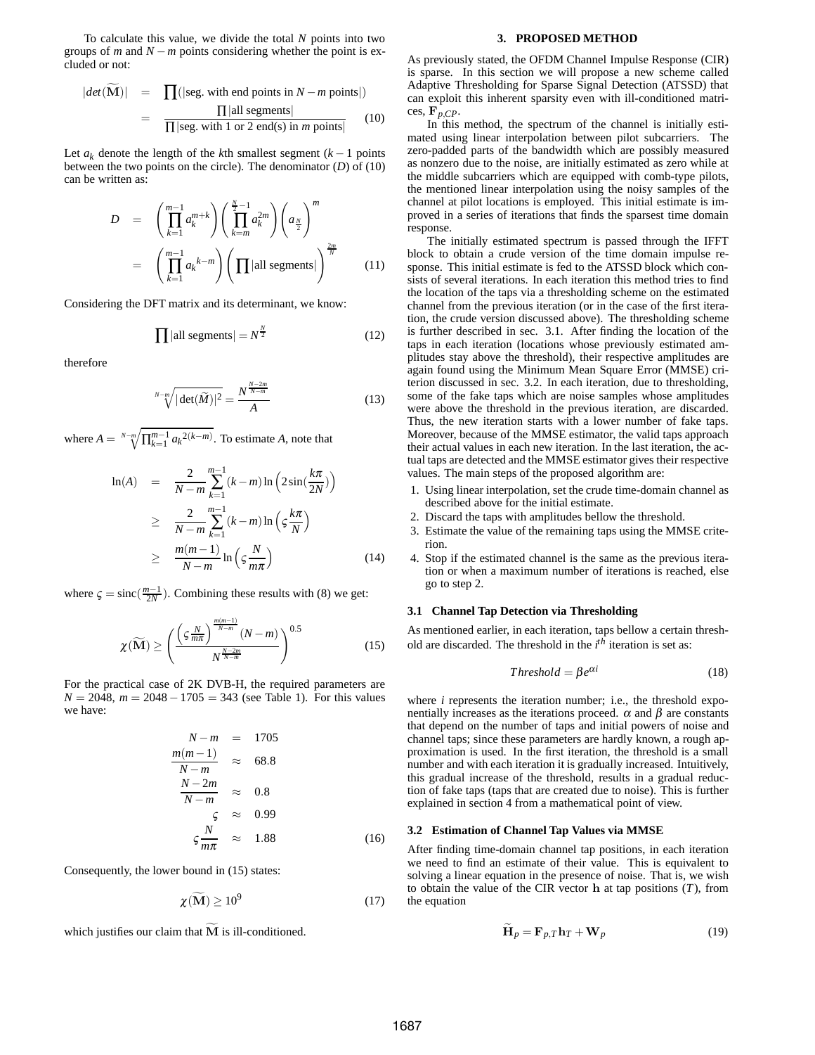To calculate this value, we divide the total $N$ points into two groups of $m$ and $N-m$ points considering whether the point is excluded or not:

$$
\begin{aligned}
|det(\widetilde{\mathbf{M}})| &= \prod(|\text{seg. with end points in } N-m \text{ points}|) \\
&= \frac{\prod|\text{all segments}|}{\prod|\text{seg. with 1 or 2 end(s) in } m \text{ points}|} \qquad (10)
\end{aligned}
$$

Let $a_k$ denote the length of the $k$th smallest segment ($k-1$ points between the two points on the circle). The denominator ($D$) of (10) can be written as:

$$
\begin{aligned}
D &= \left(\prod_{k=1}^{m-1} a_k^{m+k}\right)\left(\prod_{k=m}^{\frac{N}{2}-1} a_k^{2m}\right)\left(a_{\frac{N}{2}}\right)^m \\
&= \left(\prod_{k=1}^{m-1} a_k{}^{k-m}\right)\left(\prod|\text{all segments}|\right)^{\frac{2m}{N}} \qquad (11)
\end{aligned}
$$

Considering the DFT matrix and its determinant, we know:

$$
\prod|\text{all segments}| = N^{\frac{N}{2}} \qquad (12)
$$

therefore

$$
\sqrt[N-m]{|\det(\widetilde{M})|^2} = \frac{N^{\frac{N-2m}{N-m}}}{A} \qquad (13)
$$

where $A = \sqrt[N-m]{\prod_{k=1}^{m-1} a_k{}^{2(k-m)}}$. To estimate $A$, note that

$$
\begin{aligned}
\ln(A) &= \frac{2}{N-m}\sum_{k=1}^{m-1}(k-m)\ln\left(2\sin(\frac{k\pi}{2N})\right) \\
&\geq \frac{2}{N-m}\sum_{k=1}^{m-1}(k-m)\ln\left(\varsigma\frac{k\pi}{N}\right) \\
&\geq \frac{m(m-1)}{N-m}\ln\left(\varsigma\frac{N}{m\pi}\right) \qquad (14)
\end{aligned}
$$

where $\varsigma = \text{sinc}(\frac{m-1}{2N})$. Combining these results with (8) we get:

$$
\chi(\widetilde{\mathbf{M}}) \geq \left(\frac{\left(\varsigma\frac{N}{m\pi}\right)^{\frac{m(m-1)}{N-m}}(N-m)}{N^{\frac{N-2m}{N-m}}}\right)^{0.5} \qquad (15)
$$

For the practical case of 2K DVB-H, the required parameters are $N = 2048$, $m = 2048-1705 = 343$ (see Table 1). For this values we have:

$$
\begin{aligned}
N-m &= 1705 \\
\frac{m(m-1)}{N-m} &\approx 68.8 \\
\frac{N-2m}{N-m} &\approx 0.8 \\
\varsigma &\approx 0.99 \\
\varsigma\frac{N}{m\pi} &\approx 1.88 \qquad (16)
\end{aligned}
$$

Consequently, the lower bound in (15) states:

$$
\chi(\widetilde{\mathbf{M}}) \geq 10^9 \qquad (17)
$$

which justifies our claim that $\widetilde{\mathbf{M}}$ is ill-conditioned.

## 3. PROPOSED METHOD

As previously stated, the OFDM Channel Impulse Response (CIR) is sparse. In this section we will propose a new scheme called Adaptive Thresholding for Sparse Signal Detection (ATSSD) that can exploit this inherent sparsity even with ill-conditioned matrices, $\mathbf{F}_{p,CP}$.

In this method, the spectrum of the channel is initially estimated using linear interpolation between pilot subcarriers. The zero-padded parts of the bandwidth which are possibly measured as nonzero due to the noise, are initially estimated as zero while at the middle subcarriers which are equipped with comb-type pilots, the mentioned linear interpolation using the noisy samples of the channel at pilot locations is employed. This initial estimate is improved in a series of iterations that finds the sparsest time domain response.

The initially estimated spectrum is passed through the IFFT block to obtain a crude version of the time domain impulse response. This initial estimate is fed to the ATSSD block which consists of several iterations. In each iteration this method tries to find the location of the taps via a thresholding scheme on the estimated channel from the previous iteration (or in the case of the first iteration, the crude version discussed above). The thresholding scheme is further described in sec. 3.1. After finding the location of the taps in each iteration (locations whose previously estimated amplitudes stay above the threshold), their respective amplitudes are again found using the Minimum Mean Square Error (MMSE) criterion discussed in sec. 3.2. In each iteration, due to thresholding, some of the fake taps which are noise samples whose amplitudes were above the threshold in the previous iteration, are discarded. Thus, the new iteration starts with a lower number of fake taps. Moreover, because of the MMSE estimator, the valid taps approach their actual values in each new iteration. In the last iteration, the actual taps are detected and the MMSE estimator gives their respective values. The main steps of the proposed algorithm are:

1. Using linear interpolation, set the crude time-domain channel as described above for the initial estimate.
2. Discard the taps with amplitudes bellow the threshold.
3. Estimate the value of the remaining taps using the MMSE criterion.
4. Stop if the estimated channel is the same as the previous iteration or when a maximum number of iterations is reached, else go to step 2.

### 3.1 Channel Tap Detection via Thresholding

As mentioned earlier, in each iteration, taps bellow a certain threshold are discarded. The threshold in the $i^{th}$ iteration is set as:

$$
Threshold = \beta e^{\alpha i} \qquad (18)
$$

where $i$ represents the iteration number; i.e., the threshold exponentially increases as the iterations proceed. $\alpha$ and $\beta$ are constants that depend on the number of taps and initial powers of noise and channel taps; since these parameters are hardly known, a rough approximation is used. In the first iteration, the threshold is a small number and with each iteration it is gradually increased. Intuitively, this gradual increase of the threshold, results in a gradual reduction of fake taps (taps that are created due to noise). This is further explained in section 4 from a mathematical point of view.

### 3.2 Estimation of Channel Tap Values via MMSE

After finding time-domain channel tap positions, in each iteration we need to find an estimate of their value. This is equivalent to solving a linear equation in the presence of noise. That is, we wish to obtain the value of the CIR vector $\mathbf{h}$ at tap positions ($T$), from the equation

$$
\widetilde{\mathbf{H}}_p = \mathbf{F}_{p,T}\mathbf{h}_T + \mathbf{W}_p \qquad (19)
$$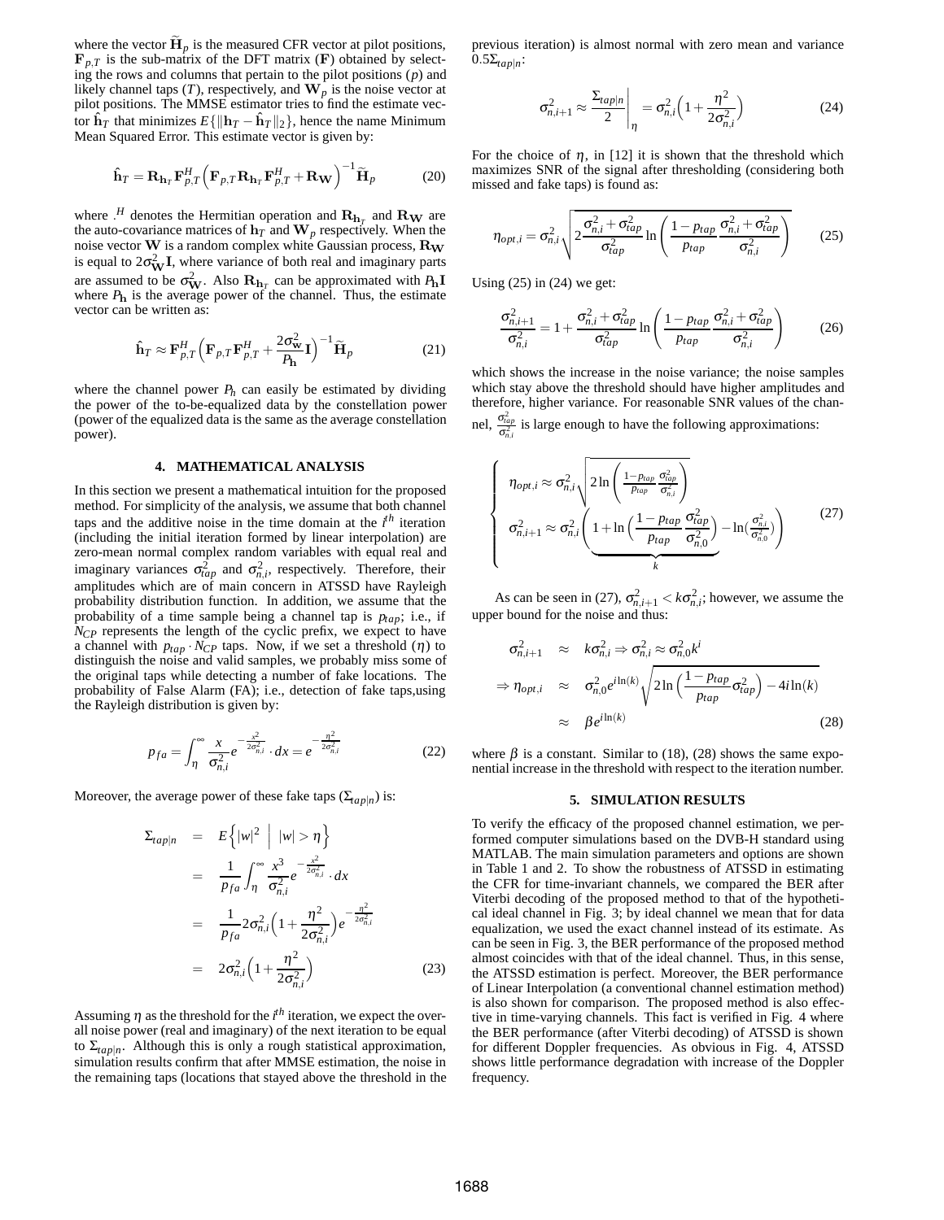where the vector $\widetilde{\mathbf{H}}_p$ is the measured CFR vector at pilot positions, $\mathbf{F}_{p,T}$ is the sub-matrix of the DFT matrix ($\mathbf{F}$) obtained by selecting the rows and columns that pertain to the pilot positions ($p$) and likely channel taps ($T$), respectively, and $\mathbf{W}_p$ is the noise vector at pilot positions. The MMSE estimator tries to find the estimate vector $\hat{\mathbf{h}}_T$ that minimizes $E\{\|\mathbf{h}_T - \hat{\mathbf{h}}_T\|_2\}$, hence the name Minimum Mean Squared Error. This estimate vector is given by:

$$\hat{\mathbf{h}}_T = \mathbf{R}_{\mathbf{h}_T}\mathbf{F}_{p,T}^H\Big(\mathbf{F}_{p,T}\mathbf{R}_{\mathbf{h}_T}\mathbf{F}_{p,T}^H + \mathbf{R}_{\mathbf{W}}\Big)^{-1}\widetilde{\mathbf{H}}_p \tag{20}$$

where $.^H$ denotes the Hermitian operation and $\mathbf{R}_{\mathbf{h}_T}$ and $\mathbf{R}_{\mathbf{W}}$ are the auto-covariance matrices of $\mathbf{h}_T$ and $\mathbf{W}_p$ respectively. When the noise vector $\mathbf{W}$ is a random complex white Gaussian process, $\mathbf{R}_{\mathbf{W}}$ is equal to $2\sigma_{\mathbf{W}}^2\mathbf{I}$, where variance of both real and imaginary parts are assumed to be $\sigma_{\mathbf{W}}^2$. Also $\mathbf{R}_{\mathbf{h}_T}$ can be approximated with $P_{\mathbf{h}}\mathbf{I}$ where $P_{\mathbf{h}}$ is the average power of the channel. Thus, the estimate vector can be written as:

$$\hat{\mathbf{h}}_T \approx \mathbf{F}_{p,T}^H\Big(\mathbf{F}_{p,T}\mathbf{F}_{p,T}^H + \frac{2\sigma_{\mathbf{W}}^2}{P_{\mathbf{h}}}\mathbf{I}\Big)^{-1}\widetilde{\mathbf{H}}_p \tag{21}$$

where the channel power $P_h$ can easily be estimated by dividing the power of the to-be-equalized data by the constellation power (power of the equalized data is the same as the average constellation power).

## 4. MATHEMATICAL ANALYSIS

In this section we present a mathematical intuition for the proposed method. For simplicity of the analysis, we assume that both channel taps and the additive noise in the time domain at the $i^{th}$ iteration (including the initial iteration formed by linear interpolation) are zero-mean normal complex random variables with equal real and imaginary variances $\sigma_{tap}^2$ and $\sigma_{n,i}^2$, respectively. Therefore, their amplitudes which are of main concern in ATSSD have Rayleigh probability distribution function. In addition, we assume that the probability of a time sample being a channel tap is $p_{tap}$; i.e., if $N_{CP}$ represents the length of the cyclic prefix, we expect to have a channel with $p_{tap}\cdot N_{CP}$ taps. Now, if we set a threshold ($\eta$) to distinguish the noise and valid samples, we probably miss some of the original taps while detecting a number of fake locations. The probability of False Alarm (FA); i.e., detection of fake taps,using the Rayleigh distribution is given by:

$$p_{fa} = \int_{\eta}^{\infty}\frac{x}{\sigma_{n,i}^2}e^{-\frac{x^2}{2\sigma_{n,i}^2}}\cdot dx = e^{-\frac{\eta^2}{2\sigma_{n,i}^2}} \tag{22}$$

Moreover, the average power of these fake taps ($\Sigma_{tap|n}$) is:

$$\begin{aligned}
\Sigma_{tap|n} &= E\Big\{|w|^2 \;\Big|\; |w|>\eta\Big\} \\
&= \frac{1}{p_{fa}}\int_{\eta}^{\infty}\frac{x^3}{\sigma_{n,i}^2}e^{-\frac{x^2}{2\sigma_{n,i}^2}}\cdot dx \\
&= \frac{1}{p_{fa}}2\sigma_{n,i}^2\Big(1+\frac{\eta^2}{2\sigma_{n,i}^2}\Big)e^{-\frac{\eta^2}{2\sigma_{n,i}^2}} \\
&= 2\sigma_{n,i}^2\Big(1+\frac{\eta^2}{2\sigma_{n,i}^2}\Big)
\end{aligned} \tag{23}$$

Assuming $\eta$ as the threshold for the $i^{th}$ iteration, we expect the overall noise power (real and imaginary) of the next iteration to be equal to $\Sigma_{tap|n}$. Although this is only a rough statistical approximation, simulation results confirm that after MMSE estimation, the noise in the remaining taps (locations that stayed above the threshold in the previous iteration) is almost normal with zero mean and variance $0.5\Sigma_{tap|n}$:

$$\sigma_{n,i+1}^2 \approx \frac{\Sigma_{tap|n}}{2}\bigg|_{\eta} = \sigma_{n,i}^2\Big(1+\frac{\eta^2}{2\sigma_{n,i}^2}\Big) \tag{24}$$

For the choice of $\eta$, in [12] it is shown that the threshold which maximizes SNR of the signal after thresholding (considering both missed and fake taps) is found as:

$$\eta_{opt,i} = \sigma_{n,i}^2\sqrt{2\frac{\sigma_{n,i}^2+\sigma_{tap}^2}{\sigma_{tap}^2}\ln\left(\frac{1-p_{tap}}{p_{tap}}\frac{\sigma_{n,i}^2+\sigma_{tap}^2}{\sigma_{n,i}^2}\right)} \tag{25}$$

Using (25) in (24) we get:

$$\frac{\sigma_{n,i+1}^2}{\sigma_{n,i}^2} = 1+\frac{\sigma_{n,i}^2+\sigma_{tap}^2}{\sigma_{tap}^2}\ln\left(\frac{1-p_{tap}}{p_{tap}}\frac{\sigma_{n,i}^2+\sigma_{tap}^2}{\sigma_{n,i}^2}\right) \tag{26}$$

which shows the increase in the noise variance; the noise samples which stay above the threshold should have higher amplitudes and therefore, higher variance. For reasonable SNR values of the channel, $\frac{\sigma_{tap}^2}{\sigma_{n,i}^2}$ is large enough to have the following approximations:

$$\left\{\begin{array}{l}
\eta_{opt,i} \approx \sigma_{n,i}\sqrt{2\ln\left(\frac{1-p_{tap}}{p_{tap}}\frac{\sigma_{tap}^2}{\sigma_{n,i}^2}\right)} \\
\sigma_{n,i+1}^2 \approx \sigma_{n,i}^2\left(\underbrace{1+\ln\Big(\frac{1-p_{tap}}{p_{tap}}\frac{\sigma_{tap}^2}{\sigma_{n,0}^2}\Big)}_{k} - \ln\big(\frac{\sigma_{n,i}^2}{\sigma_{n,0}^2}\big)\right)
\end{array}\right. \tag{27}$$

As can be seen in (27), $\sigma_{n,i+1}^2 < k\sigma_{n,i}^2$; however, we assume the upper bound for the noise and thus:

$$\begin{aligned}
\sigma_{n,i+1}^2 &\approx k\sigma_{n,i}^2 \Rightarrow \sigma_{n,i}^2 \approx \sigma_{n,0}^2 k^i \\
\Rightarrow \eta_{opt,i} &\approx \sigma_{n,0}^2 e^{i\ln(k)}\sqrt{2\ln\Big(\frac{1-p_{tap}}{p_{tap}}\sigma_{tap}^2\Big) - 4i\ln(k)} \\
&\approx \beta e^{i\ln(k)}
\end{aligned} \tag{28}$$

where $\beta$ is a constant. Similar to (18), (28) shows the same exponential increase in the threshold with respect to the iteration number.

## 5. SIMULATION RESULTS

To verify the efficacy of the proposed channel estimation, we performed computer simulations based on the DVB-H standard using MATLAB. The main simulation parameters and options are shown in Table 1 and 2. To show the robustness of ATSSD in estimating the CFR for time-invariant channels, we compared the BER after Viterbi decoding of the proposed method to that of the hypothetical ideal channel in Fig. 3; by ideal channel we mean that for data equalization, we used the exact channel instead of its estimate. As can be seen in Fig. 3, the BER performance of the proposed method almost coincides with that of the ideal channel. Thus, in this sense, the ATSSD estimation is perfect. Moreover, the BER performance of Linear Interpolation (a conventional channel estimation method) is also shown for comparison. The proposed method is also effective in time-varying channels. This fact is verified in Fig. 4 where the BER performance (after Viterbi decoding) of ATSSD is shown for different Doppler frequencies. As obvious in Fig. 4, ATSSD shows little performance degradation with increase of the Doppler frequency.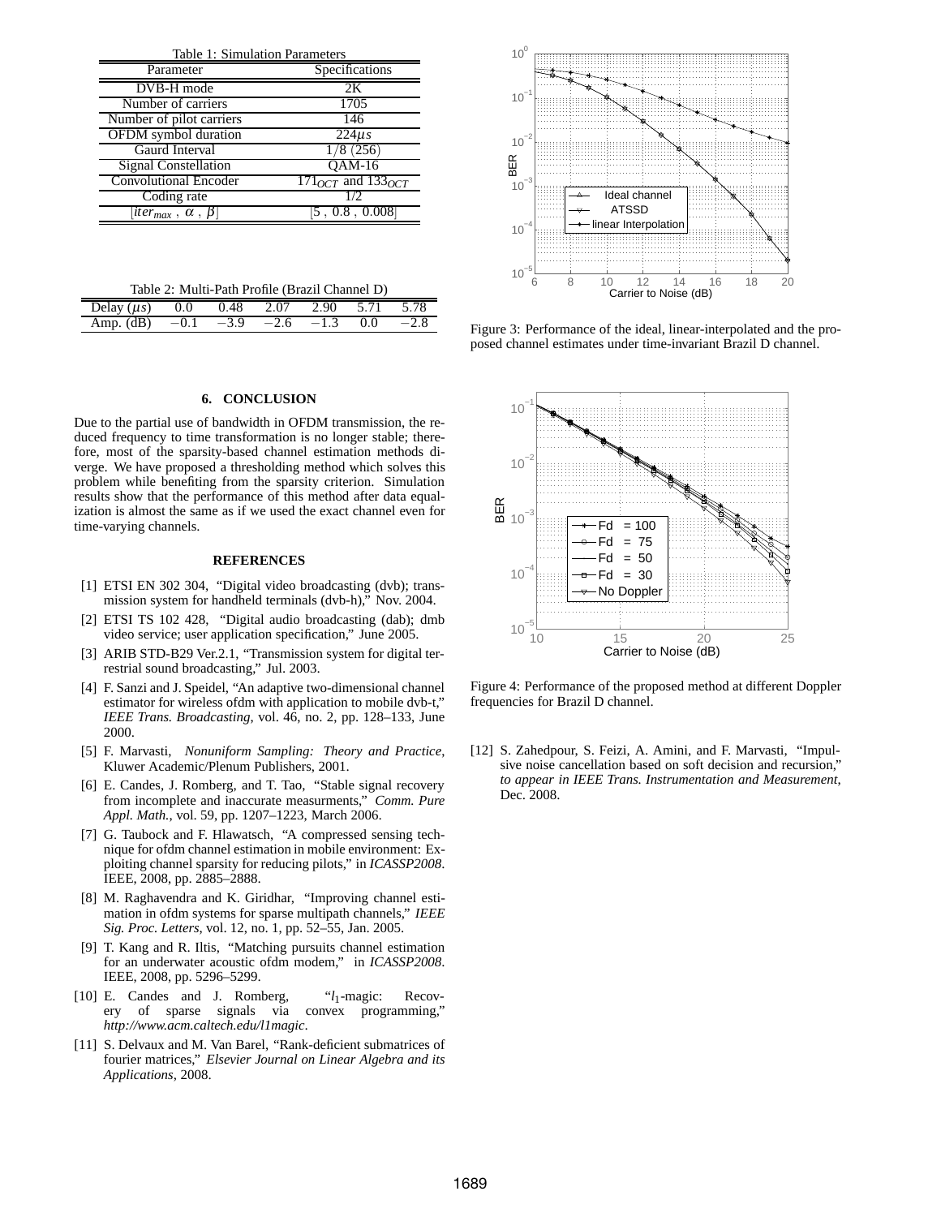Table 1: Simulation Parameters

| Parameter | Specifications |
|---|---|
| DVB-H mode | 2K |
| Number of carriers | 1705 |
| Number of pilot carriers | 146 |
| OFDM symbol duration | $224\mu s$ |
| Gaurd Interval | $1/8$ (256) |
| Signal Constellation | QAM-16 |
| Convolutional Encoder | $171_{OCT}$ and $133_{OCT}$ |
| Coding rate | 1/2 |
| $[iter_{max}\ ,\ \alpha\ ,\ \beta]$ | $[5\ ,\ 0.8\ ,\ 0.008]$ |

Table 2: Multi-Path Profile (Brazil Channel D)

| | | | | | | |
|---|---|---|---|---|---|---|
| Delay ($\mu s$) | 0.0 | 0.48 | 2.07 | 2.90 | 5.71 | 5.78 |
| Amp. (dB) | $-0.1$ | $-3.9$ | $-2.6$ | $-1.3$ | 0.0 | $-2.8$ |

BER
Carrier to Noise (dB)
Ideal channel
ATSSD
linear Interpolation

Figure 3: Performance of the ideal, linear-interpolated and the proposed channel estimates under time-invariant Brazil D channel.

BER
Carrier to Noise (dB)
Fd = 100
Fd = 75
Fd = 50
Fd = 30
No Doppler

Figure 4: Performance of the proposed method at different Doppler frequencies for Brazil D channel.

## 6. CONCLUSION

Due to the partial use of bandwidth in OFDM transmission, the reduced frequency to time transformation is no longer stable; therefore, most of the sparsity-based channel estimation methods diverge. We have proposed a thresholding method which solves this problem while benefiting from the sparsity criterion. Simulation results show that the performance of this method after data equalization is almost the same as if we used the exact channel even for time-varying channels.

## REFERENCES

[1] ETSI EN 302 304, "Digital video broadcasting (dvb); transmission system for handheld terminals (dvb-h)," Nov. 2004.

[2] ETSI TS 102 428, "Digital audio broadcasting (dab); dmb video service; user application specification," June 2005.

[3] ARIB STD-B29 Ver.2.1, "Transmission system for digital terrestrial sound broadcasting," Jul. 2003.

[4] F. Sanzi and J. Speidel, "An adaptive two-dimensional channel estimator for wireless ofdm with application to mobile dvb-t," *IEEE Trans. Broadcasting*, vol. 46, no. 2, pp. 128–133, June 2000.

[5] F. Marvasti, *Nonuniform Sampling: Theory and Practice*, Kluwer Academic/Plenum Publishers, 2001.

[6] E. Candes, J. Romberg, and T. Tao, "Stable signal recovery from incomplete and inaccurate measurments," *Comm. Pure Appl. Math.*, vol. 59, pp. 1207–1223, March 2006.

[7] G. Taubock and F. Hlawatsch, "A compressed sensing technique for ofdm channel estimation in mobile environment: Exploiting channel sparsity for reducing pilots," in *ICASSP2008*. IEEE, 2008, pp. 2885–2888.

[8] M. Raghavendra and K. Giridhar, "Improving channel estimation in ofdm systems for sparse multipath channels," *IEEE Sig. Proc. Letters*, vol. 12, no. 1, pp. 52–55, Jan. 2005.

[9] T. Kang and R. Iltis, "Matching pursuits channel estimation for an underwater acoustic ofdm modem," in *ICASSP2008*. IEEE, 2008, pp. 5296–5299.

[10] E. Candes and J. Romberg, "$l_1$-magic: Recovery of sparse signals via convex programming," *http://www.acm.caltech.edu/l1magic*.

[11] S. Delvaux and M. Van Barel, "Rank-deficient submatrices of fourier matrices," *Elsevier Journal on Linear Algebra and its Applications*, 2008.

[12] S. Zahedpour, S. Feizi, A. Amini, and F. Marvasti, "Impulsive noise cancellation based on soft decision and recursion," *to appear in IEEE Trans. Instrumentation and Measurement*, Dec. 2008.